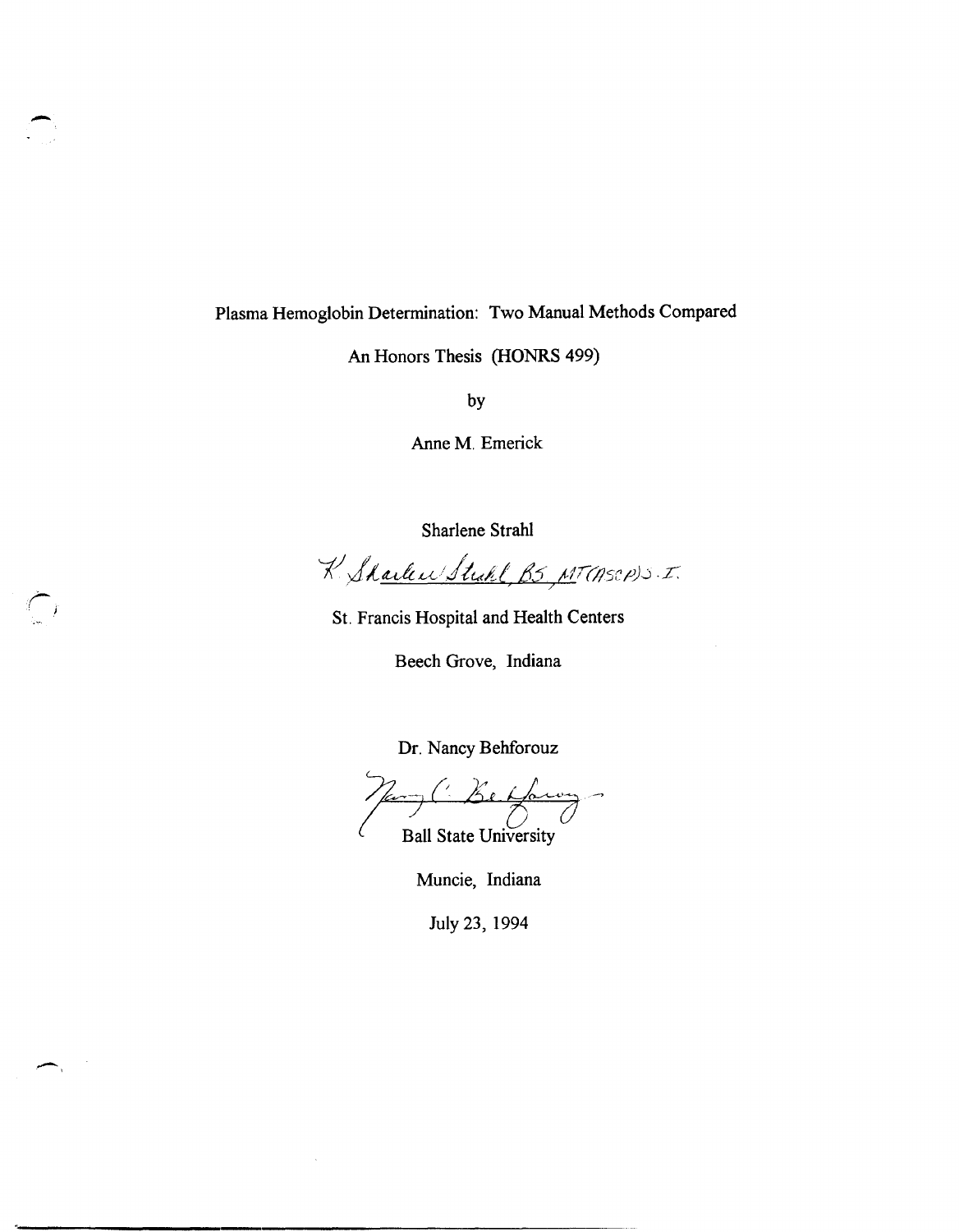# Plasma Hemoglobin Determination: Two Manual Methods Compared

An Honors Thesis (HONRS 499)

by

Anne M. Emerick

Sharlene Strahl

K. Sharlene Strahl BS MT(ASCP)S.I.

St. Francis Hospital and Health Centers

Beech Grove, Indiana

Dr. Nancy Behforouz

Nancy C. Behforouz

Ball State University

Muncie, Indiana

July 23, 1994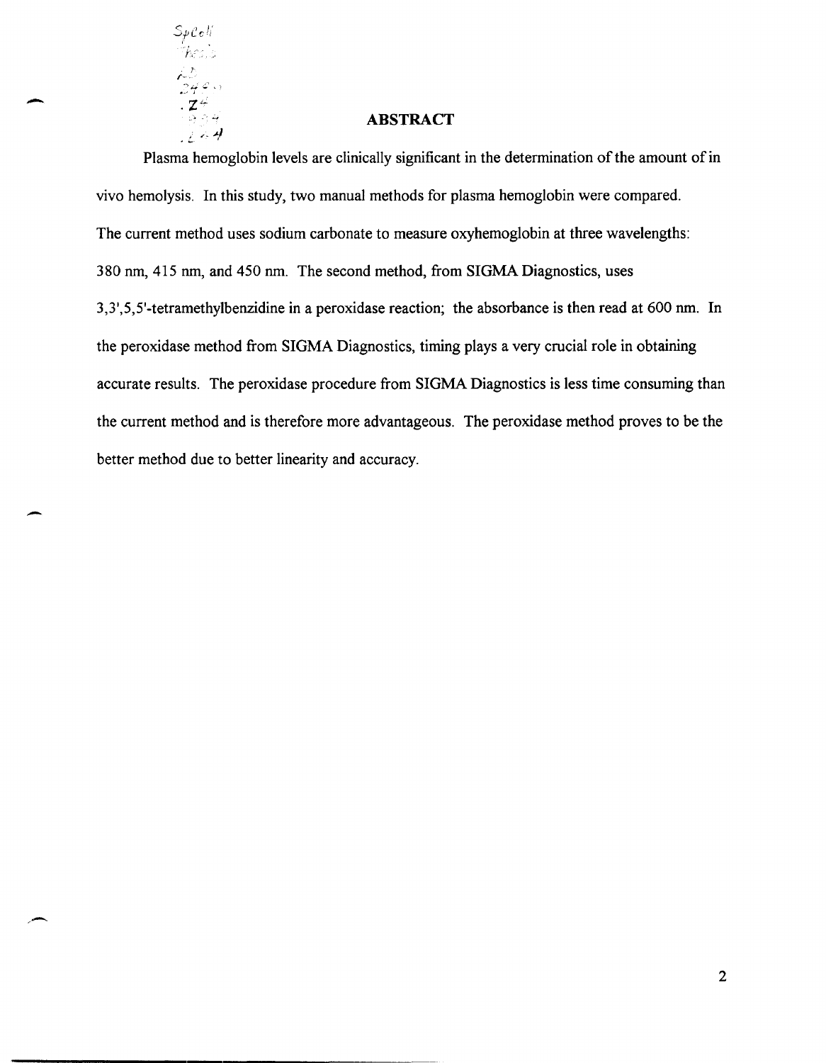## ABSTRACT

Plasma hemoglobin levels are clinically significant in the determination of the amount of in vivo hemolysis. In this study, two manual methods for plasma hemoglobin were compared. The current method uses sodium carbonate to measure oxyhemoglobin at three wavelengths: 380 nm, 415 nm, and 450 nm. The second method, from SIGMA Diagnostics, uses 3,3',5,5'-tetramethylbenzidine in a peroxidase reaction; the absorbance is then read at 600 nm. In the peroxidase method from SIGMA Diagnostics, timing plays a very crucial role in obtaining accurate results. The peroxidase procedure from SIGMA Diagnostics is less time consuming than the current method and is therefore more advantageous. The peroxidase method proves to be the better method due to better linearity and accuracy.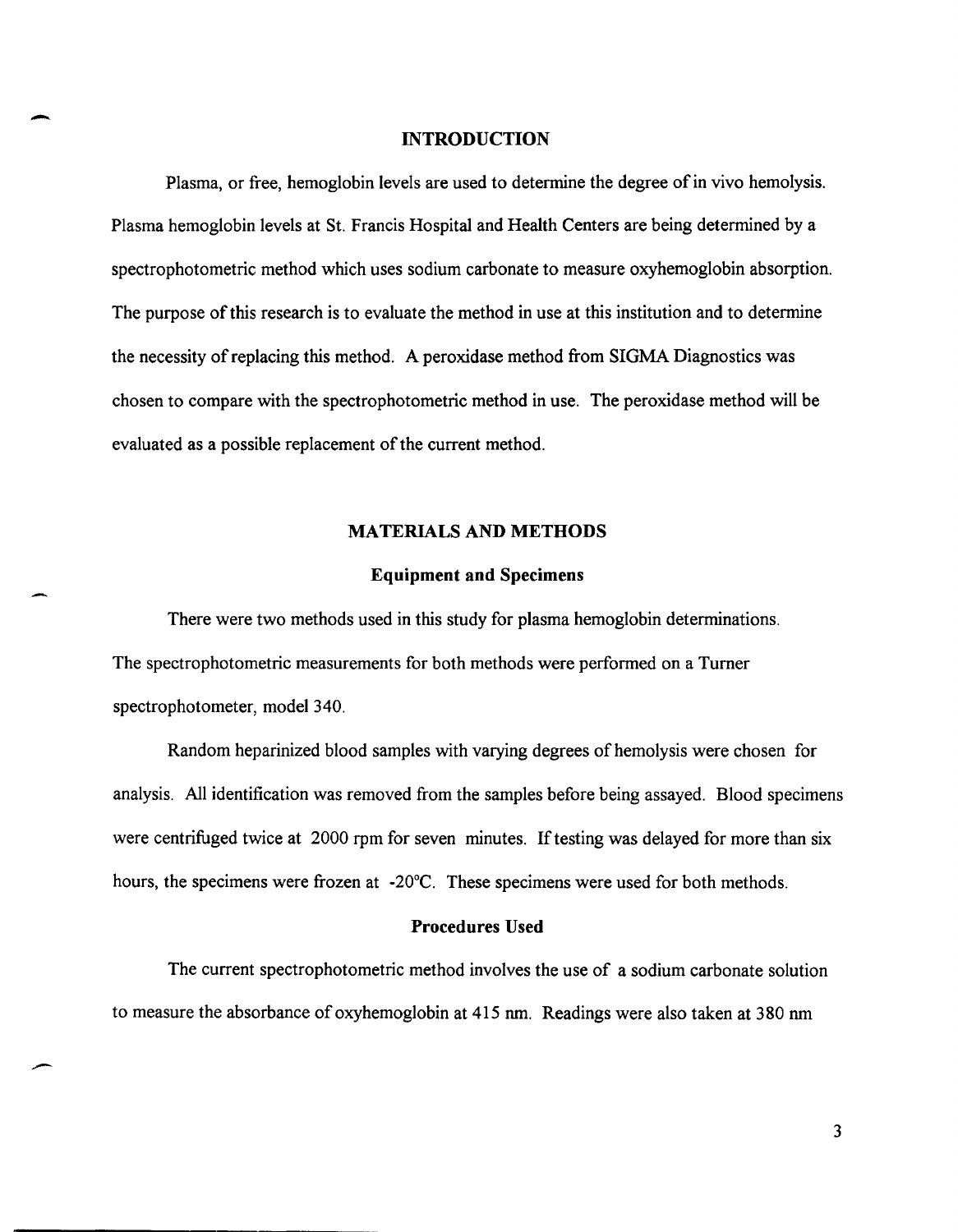## INTRODUCTION

Plasma, or free, hemoglobin levels are used to determine the degree of in vivo hemolysis. Plasma hemoglobin levels at St. Francis Hospital and Health Centers are being determined by a spectrophotometric method which uses sodium carbonate to measure oxyhemoglobin absorption. The purpose of this research is to evaluate the method in use at this institution and to determine the necessity of replacing this method. A peroxidase method from SIGMA Diagnostics was chosen to compare with the spectrophotometric method in use. The peroxidase method will be evaluated as a possible replacement of the current method.

## MATERIALS AND METHODS

### Equipment and Specimens

There were two methods used in this study for plasma hemoglobin determinations. The spectrophotometric measurements for both methods were performed on a Turner spectrophotometer, model 340.

Random heparinized blood samples with varying degrees of hemolysis were chosen for analysis. All identification was removed from the samples before being assayed. Blood specimens were centrifuged twice at 2000 rpm for seven minutes. If testing was delayed for more than six hours, the specimens were frozen at -20°C. These specimens were used for both methods.

### Procedures Used

The current spectrophotometric method involves the use of a sodium carbonate solution to measure the absorbance of oxyhemoglobin at 415 nm. Readings were also taken at 380 nm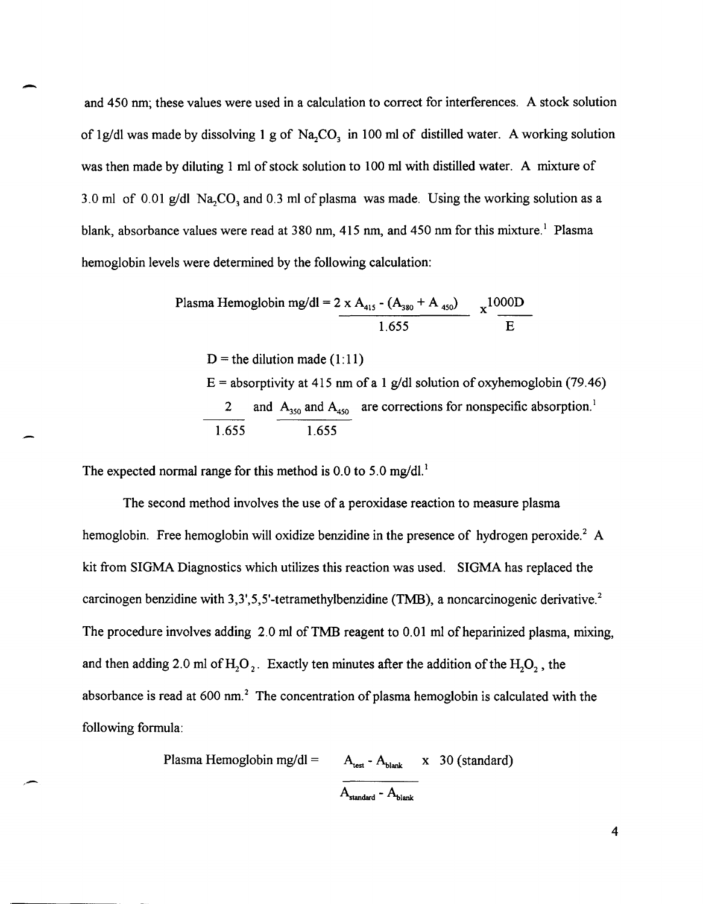and 450 nm; these values were used in a calculation to correct for interferences. A stock solution of 1g/dl was made by dissolving 1 g of $Na_2CO_3$ in 100 ml of distilled water. A working solution was then made by diluting 1 ml of stock solution to 100 ml with distilled water. A mixture of 3.0 ml of 0.01 g/dl $Na_2CO_3$ and 0.3 ml of plasma was made. Using the working solution as a blank, absorbance values were read at 380 nm, 415 nm, and 450 nm for this mixture.[1] Plasma hemoglobin levels were determined by the following calculation:

$$\text{Plasma Hemoglobin mg/dl} = \frac{2 \times A_{415} - (A_{380} + A_{450})}{1.655} \times \frac{1000D}{E}$$

D = the dilution made (1:11)

E = absorptivity at 415 nm of a 1 g/dl solution of oxyhemoglobin (79.46)

$\frac{2}{1.655}$ and $\frac{A_{350} \text{ and } A_{450}}{1.655}$ are corrections for nonspecific absorption.[1]

The expected normal range for this method is 0.0 to 5.0 mg/dl.[1]

The second method involves the use of a peroxidase reaction to measure plasma hemoglobin. Free hemoglobin will oxidize benzidine in the presence of hydrogen peroxide.[2] A kit from SIGMA Diagnostics which utilizes this reaction was used. SIGMA has replaced the carcinogen benzidine with 3,3',5,5'-tetramethylbenzidine (TMB), a noncarcinogenic derivative.[2] The procedure involves adding 2.0 ml of TMB reagent to 0.01 ml of heparinized plasma, mixing, and then adding 2.0 ml of $H_2O_2$. Exactly ten minutes after the addition of the $H_2O_2$, the absorbance is read at 600 nm.[2] The concentration of plasma hemoglobin is calculated with the following formula:

$$\text{Plasma Hemoglobin mg/dl} = \frac{A_{test} - A_{blank}}{A_{standard} - A_{blank}} \times 30 \text{ (standard)}$$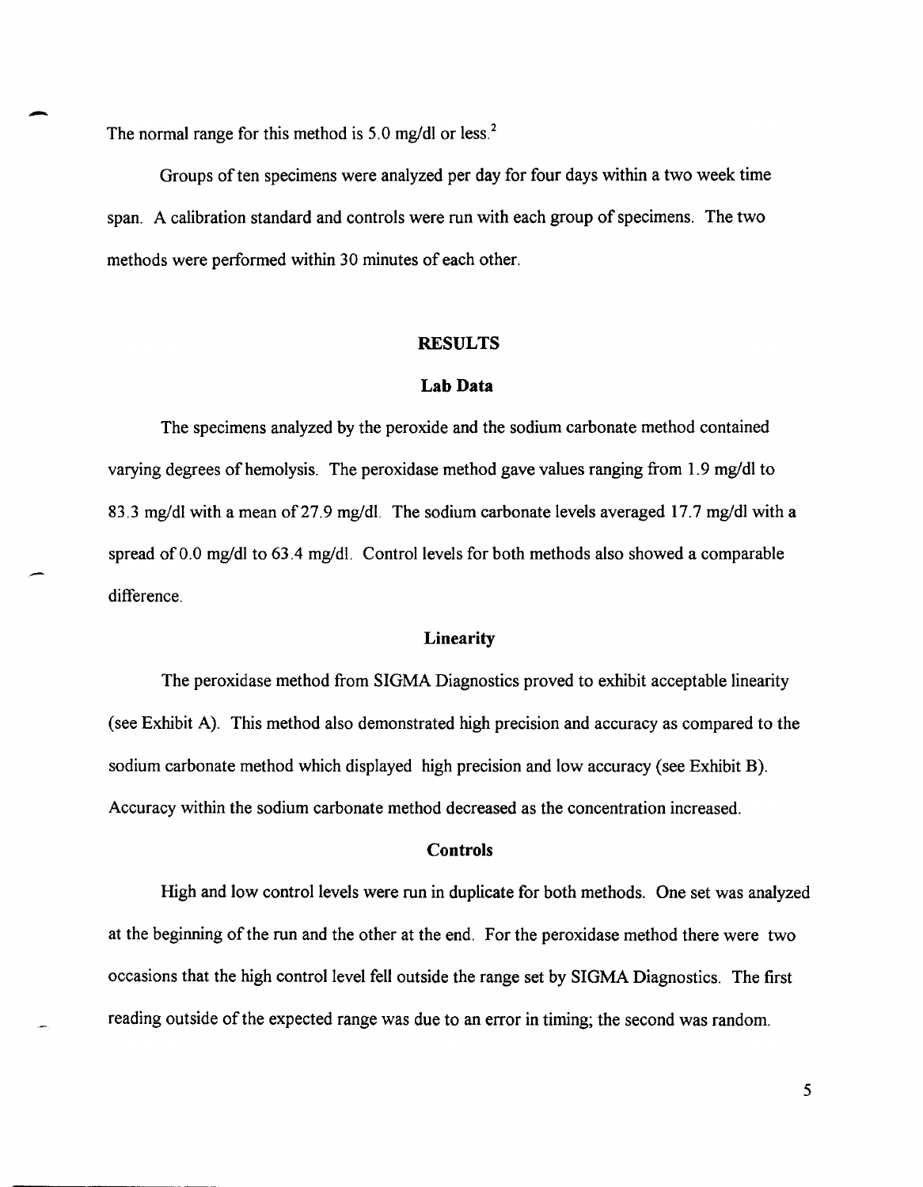The normal range for this method is 5.0 mg/dl or less.[2]

Groups of ten specimens were analyzed per day for four days within a two week time span. A calibration standard and controls were run with each group of specimens. The two methods were performed within 30 minutes of each other.

## RESULTS

### Lab Data

The specimens analyzed by the peroxide and the sodium carbonate method contained varying degrees of hemolysis. The peroxidase method gave values ranging from 1.9 mg/dl to 83.3 mg/dl with a mean of 27.9 mg/dl. The sodium carbonate levels averaged 17.7 mg/dl with a spread of 0.0 mg/dl to 63.4 mg/dl. Control levels for both methods also showed a comparable difference.

### Linearity

The peroxidase method from SIGMA Diagnostics proved to exhibit acceptable linearity (see Exhibit A). This method also demonstrated high precision and accuracy as compared to the sodium carbonate method which displayed high precision and low accuracy (see Exhibit B). Accuracy within the sodium carbonate method decreased as the concentration increased.

### Controls

High and low control levels were run in duplicate for both methods. One set was analyzed at the beginning of the run and the other at the end. For the peroxidase method there were two occasions that the high control level fell outside the range set by SIGMA Diagnostics. The first reading outside of the expected range was due to an error in timing; the second was random.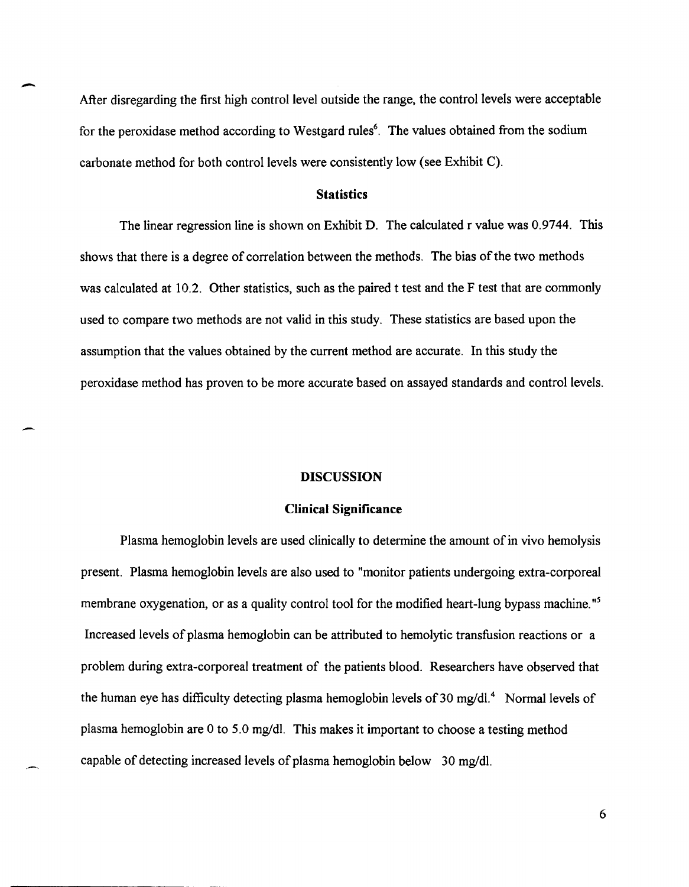After disregarding the first high control level outside the range, the control levels were acceptable for the peroxidase method according to Westgard rules[6]. The values obtained from the sodium carbonate method for both control levels were consistently low (see Exhibit C).

### Statistics

The linear regression line is shown on Exhibit D. The calculated r value was 0.9744. This shows that there is a degree of correlation between the methods. The bias of the two methods was calculated at 10.2. Other statistics, such as the paired t test and the F test that are commonly used to compare two methods are not valid in this study. These statistics are based upon the assumption that the values obtained by the current method are accurate. In this study the peroxidase method has proven to be more accurate based on assayed standards and control levels.

## DISCUSSION

### Clinical Significance

Plasma hemoglobin levels are used clinically to determine the amount of in vivo hemolysis present. Plasma hemoglobin levels are also used to "monitor patients undergoing extra-corporeal membrane oxygenation, or as a quality control tool for the modified heart-lung bypass machine."[5] Increased levels of plasma hemoglobin can be attributed to hemolytic transfusion reactions or a problem during extra-corporeal treatment of the patients blood. Researchers have observed that the human eye has difficulty detecting plasma hemoglobin levels of 30 mg/dl.[4] Normal levels of plasma hemoglobin are 0 to 5.0 mg/dl. This makes it important to choose a testing method capable of detecting increased levels of plasma hemoglobin below 30 mg/dl.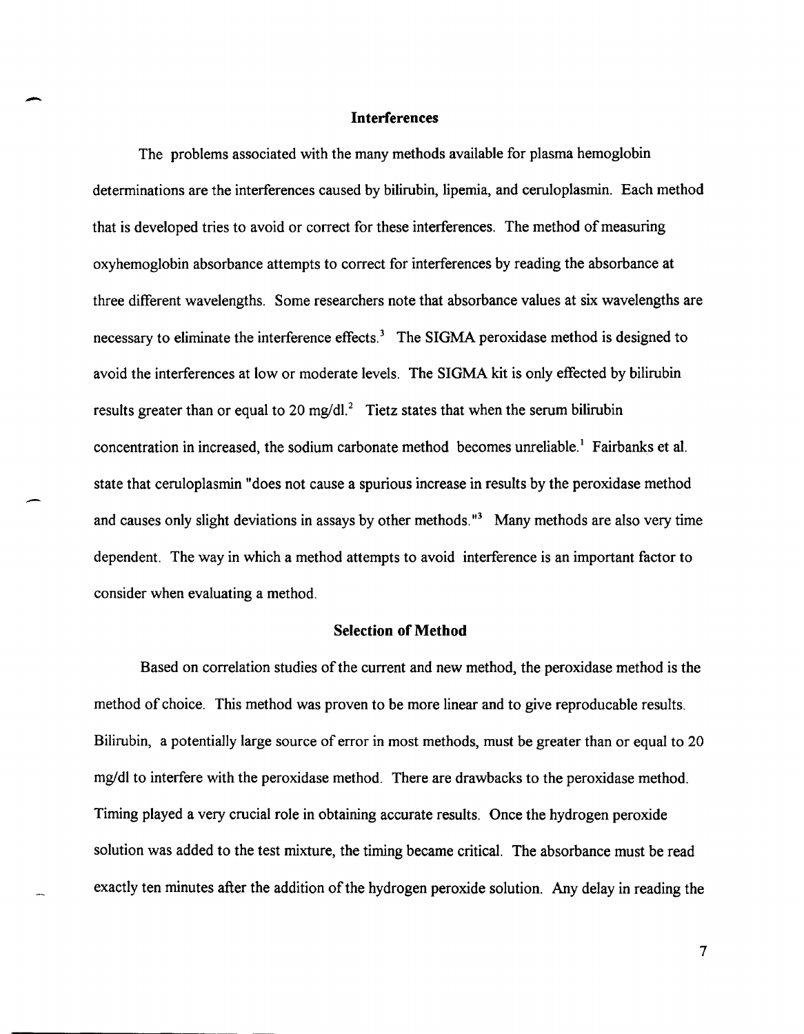## Interferences

The problems associated with the many methods available for plasma hemoglobin determinations are the interferences caused by bilirubin, lipemia, and ceruloplasmin. Each method that is developed tries to avoid or correct for these interferences. The method of measuring oxyhemoglobin absorbance attempts to correct for interferences by reading the absorbance at three different wavelengths. Some researchers note that absorbance values at six wavelengths are necessary to eliminate the interference effects.[3] The SIGMA peroxidase method is designed to avoid the interferences at low or moderate levels. The SIGMA kit is only effected by bilirubin results greater than or equal to 20 mg/dl.[2] Tietz states that when the serum bilirubin concentration in increased, the sodium carbonate method becomes unreliable.[1] Fairbanks et al. state that ceruloplasmin "does not cause a spurious increase in results by the peroxidase method and causes only slight deviations in assays by other methods."[3] Many methods are also very time dependent. The way in which a method attempts to avoid interference is an important factor to consider when evaluating a method.

## Selection of Method

Based on correlation studies of the current and new method, the peroxidase method is the method of choice. This method was proven to be more linear and to give reproducable results. Bilirubin, a potentially large source of error in most methods, must be greater than or equal to 20 mg/dl to interfere with the peroxidase method. There are drawbacks to the peroxidase method. Timing played a very crucial role in obtaining accurate results. Once the hydrogen peroxide solution was added to the test mixture, the timing became critical. The absorbance must be read exactly ten minutes after the addition of the hydrogen peroxide solution. Any delay in reading the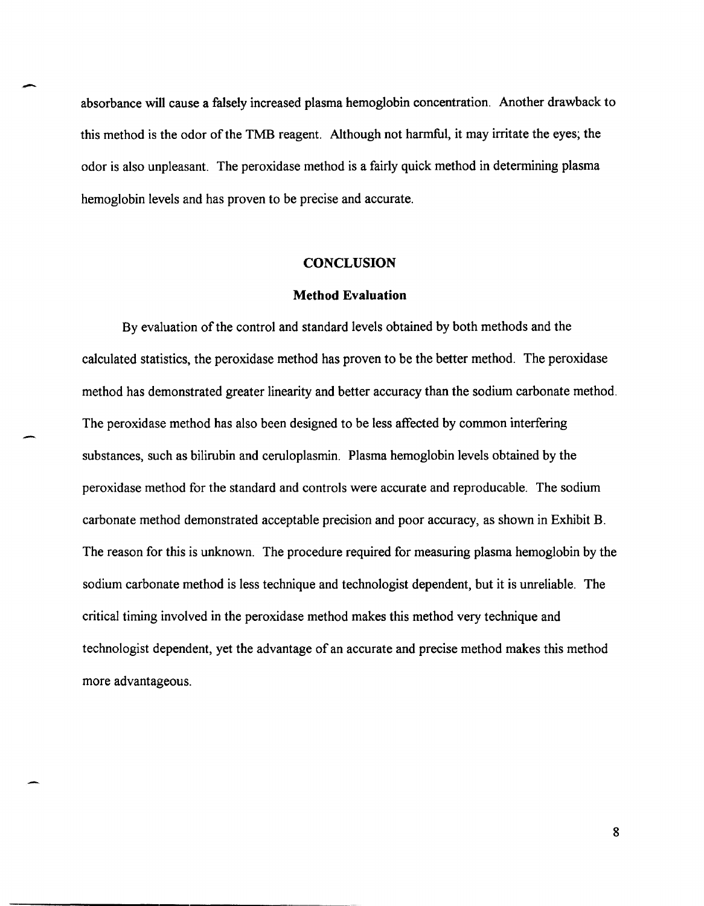absorbance will cause a falsely increased plasma hemoglobin concentration. Another drawback to this method is the odor of the TMB reagent. Although not harmful, it may irritate the eyes; the odor is also unpleasant. The peroxidase method is a fairly quick method in determining plasma hemoglobin levels and has proven to be precise and accurate.

## CONCLUSION

### Method Evaluation

By evaluation of the control and standard levels obtained by both methods and the calculated statistics, the peroxidase method has proven to be the better method. The peroxidase method has demonstrated greater linearity and better accuracy than the sodium carbonate method. The peroxidase method has also been designed to be less affected by common interfering substances, such as bilirubin and ceruloplasmin. Plasma hemoglobin levels obtained by the peroxidase method for the standard and controls were accurate and reproducable. The sodium carbonate method demonstrated acceptable precision and poor accuracy, as shown in Exhibit B. The reason for this is unknown. The procedure required for measuring plasma hemoglobin by the sodium carbonate method is less technique and technologist dependent, but it is unreliable. The critical timing involved in the peroxidase method makes this method very technique and technologist dependent, yet the advantage of an accurate and precise method makes this method more advantageous.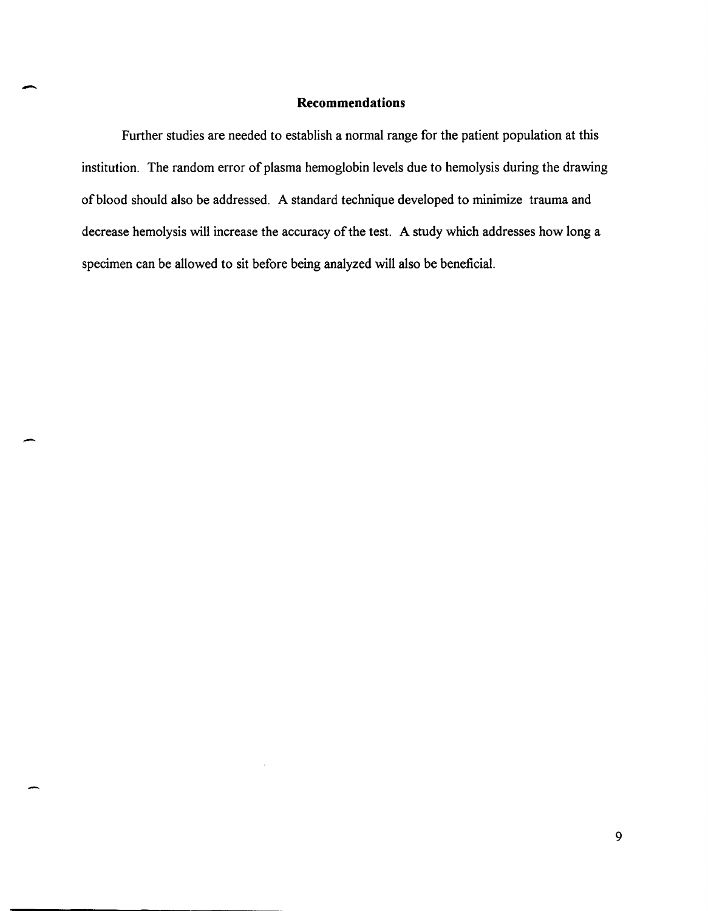## Recommendations

Further studies are needed to establish a normal range for the patient population at this institution. The random error of plasma hemoglobin levels due to hemolysis during the drawing of blood should also be addressed. A standard technique developed to minimize trauma and decrease hemolysis will increase the accuracy of the test. A study which addresses how long a specimen can be allowed to sit before being analyzed will also be beneficial.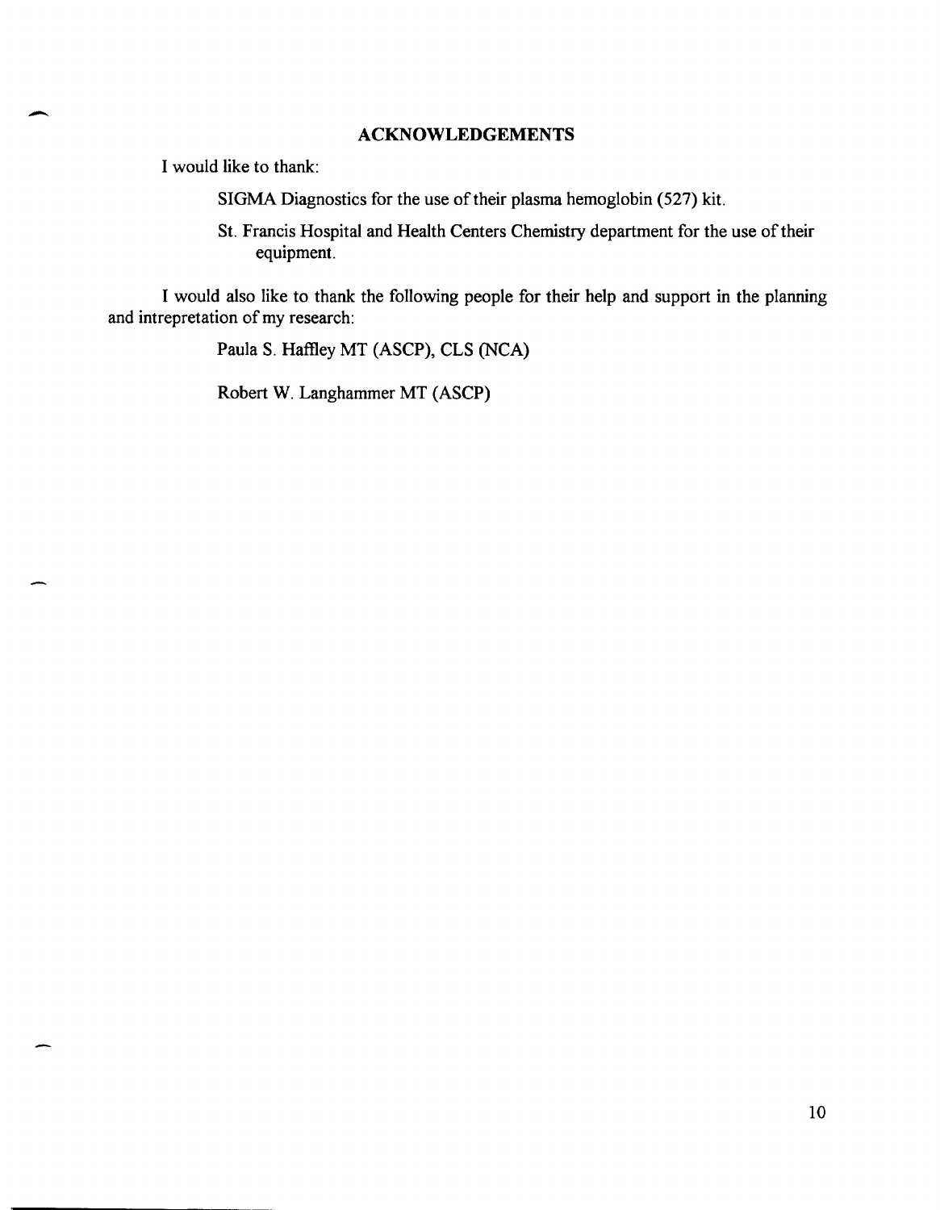## ACKNOWLEDGEMENTS

I would like to thank:

SIGMA Diagnostics for the use of their plasma hemoglobin (527) kit.

St. Francis Hospital and Health Centers Chemistry department for the use of their equipment.

I would also like to thank the following people for their help and support in the planning and intrepretation of my research:

Paula S. Haffley MT (ASCP), CLS (NCA)

Robert W. Langhammer MT (ASCP)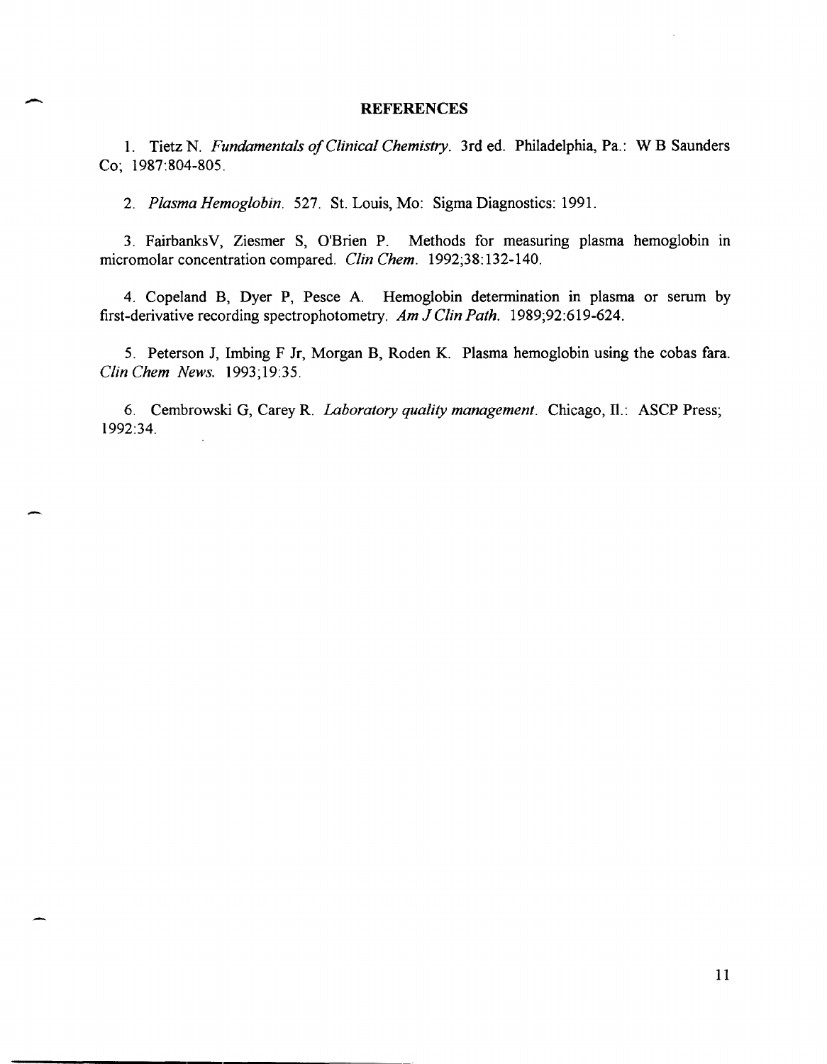## REFERENCES

1. Tietz N. *Fundamentals of Clinical Chemistry*. 3rd ed. Philadelphia, Pa.: W B Saunders Co; 1987:804-805.

2. *Plasma Hemoglobin*. 527. St. Louis, Mo: Sigma Diagnostics: 1991.

3. FairbanksV, Ziesmer S, O'Brien P. Methods for measuring plasma hemoglobin in micromolar concentration compared. *Clin Chem*. 1992;38:132-140.

4. Copeland B, Dyer P, Pesce A. Hemoglobin determination in plasma or serum by first-derivative recording spectrophotometry. *Am J Clin Path*. 1989;92:619-624.

5. Peterson J, Imbing F Jr, Morgan B, Roden K. Plasma hemoglobin using the cobas fara. *Clin Chem News*. 1993;19:35.

6. Cembrowski G, Carey R. *Laboratory quality management*. Chicago, Il.: ASCP Press; 1992:34.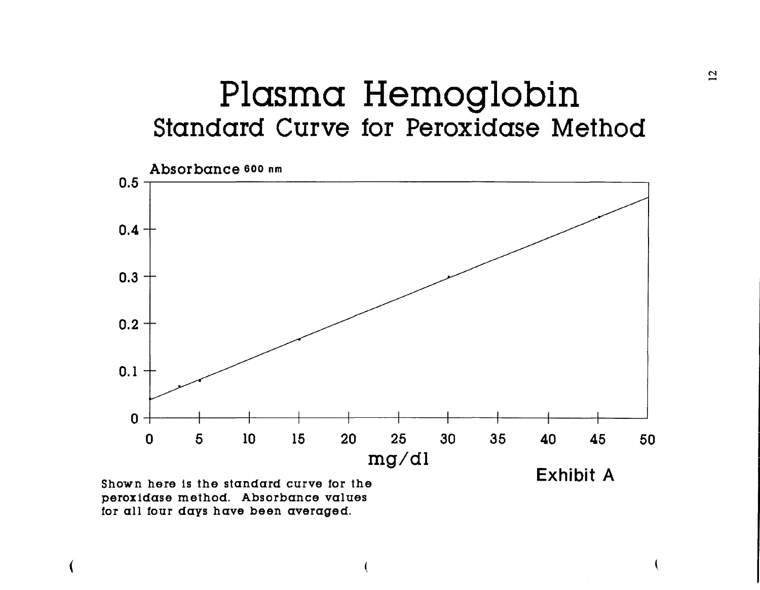# Plasma Hemoglobin

## Standard Curve for Peroxidase Method

Absorbance 600 nm

mg/dl

Exhibit A

Shown here is the standard curve for the peroxidase method. Absorbance values for all four days have been averaged.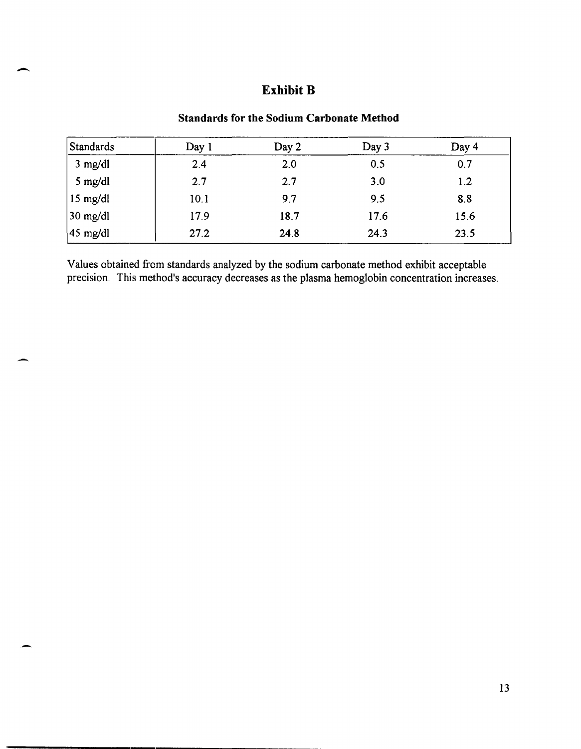# Exhibit B

### Standards for the Sodium Carbonate Method

| Standards | Day 1 | Day 2 | Day 3 | Day 4 |
|---|---|---|---|---|
| 3 mg/dl | 2.4 | 2.0 | 0.5 | 0.7 |
| 5 mg/dl | 2.7 | 2.7 | 3.0 | 1.2 |
| 15 mg/dl | 10.1 | 9.7 | 9.5 | 8.8 |
| 30 mg/dl | 17.9 | 18.7 | 17.6 | 15.6 |
| 45 mg/dl | 27.2 | 24.8 | 24.3 | 23.5 |

Values obtained from standards analyzed by the sodium carbonate method exhibit acceptable precision. This method's accuracy decreases as the plasma hemoglobin concentration increases.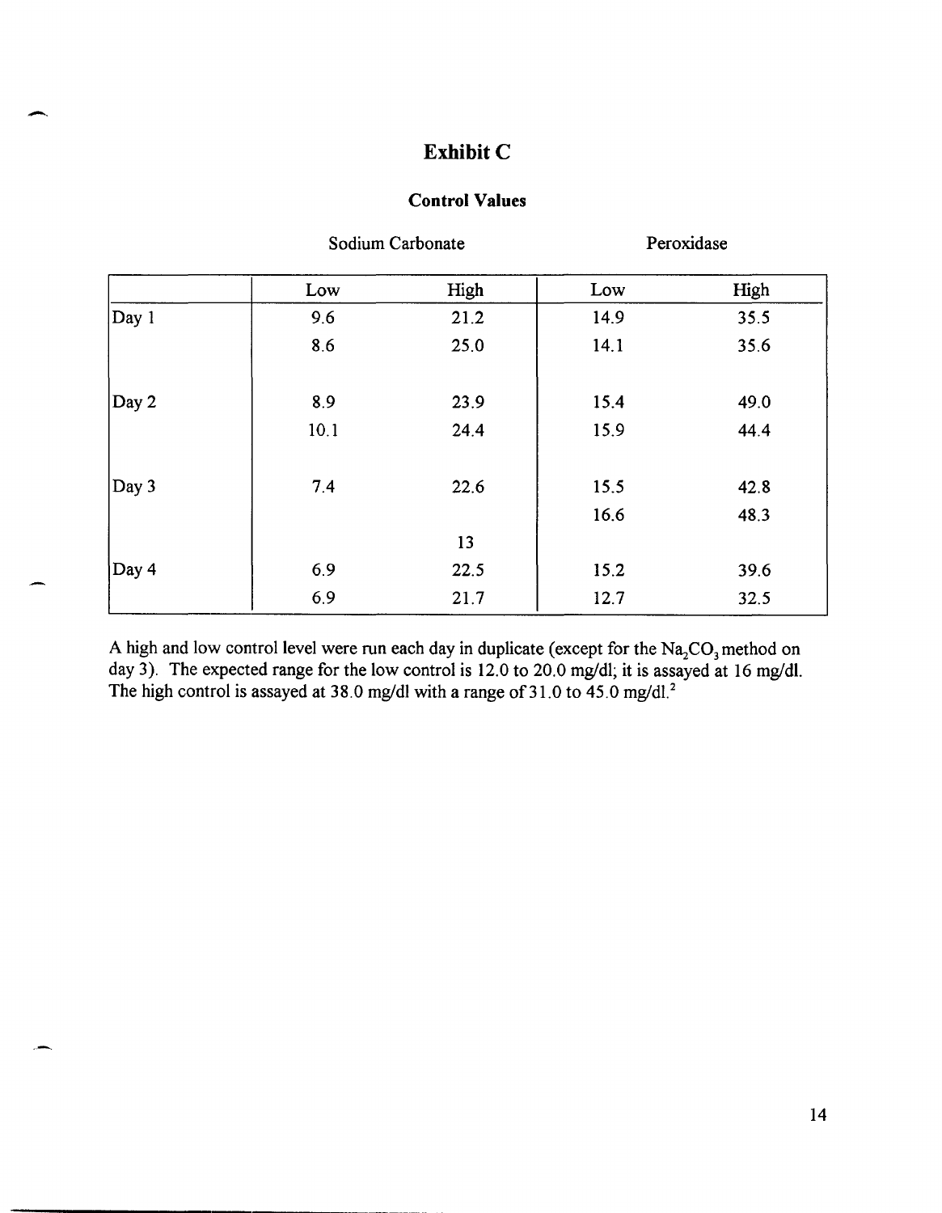# Exhibit C

### Control Values

| | Sodium Carbonate | | Peroxidase | |
|---|---|---|---|---|
| | Low | High | Low | High |
| Day 1 | 9.6 | 21.2 | 14.9 | 35.5 |
| | 8.6 | 25.0 | 14.1 | 35.6 |
| Day 2 | 8.9 | 23.9 | 15.4 | 49.0 |
| | 10.1 | 24.4 | 15.9 | 44.4 |
| Day 3 | 7.4 | 22.6 | 15.5 | 42.8 |
| | | | 16.6 | 48.3 |
| | | 13 | | |
| Day 4 | 6.9 | 22.5 | 15.2 | 39.6 |
| | 6.9 | 21.7 | 12.7 | 32.5 |

A high and low control level were run each day in duplicate (except for the $Na_2CO_3$ method on day 3). The expected range for the low control is 12.0 to 20.0 mg/dl; it is assayed at 16 mg/dl. The high control is assayed at 38.0 mg/dl with a range of 31.0 to 45.0 mg/dl.[2]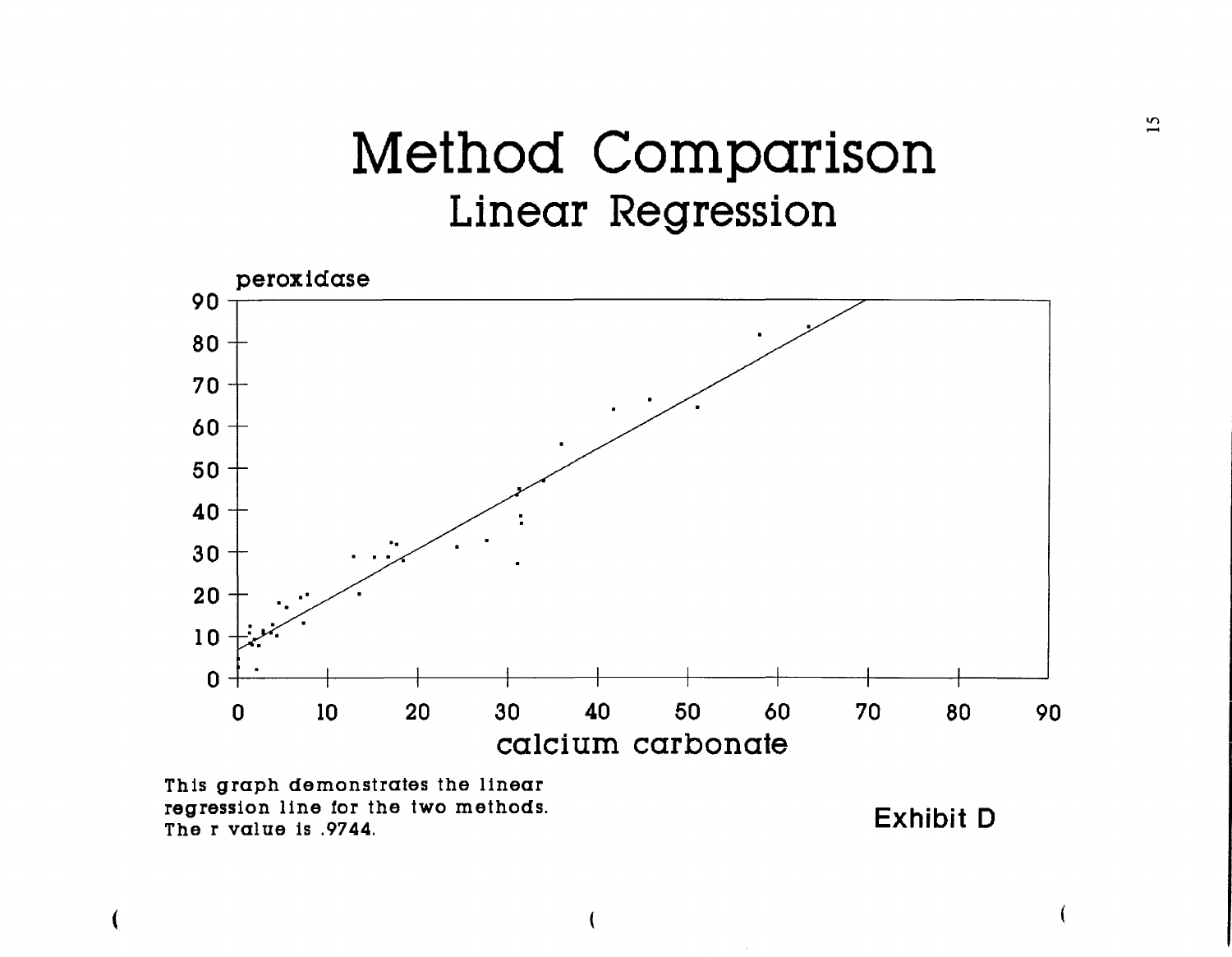# Method Comparison

## Linear Regression

peroxidase

90
80
70
60
50
40
30
20
10
0

0 10 20 30 40 50 60 70 80 90

calcium carbonate

This graph demonstrates the linear regression line for the two methods. The r value is .9744.

**Exhibit D**